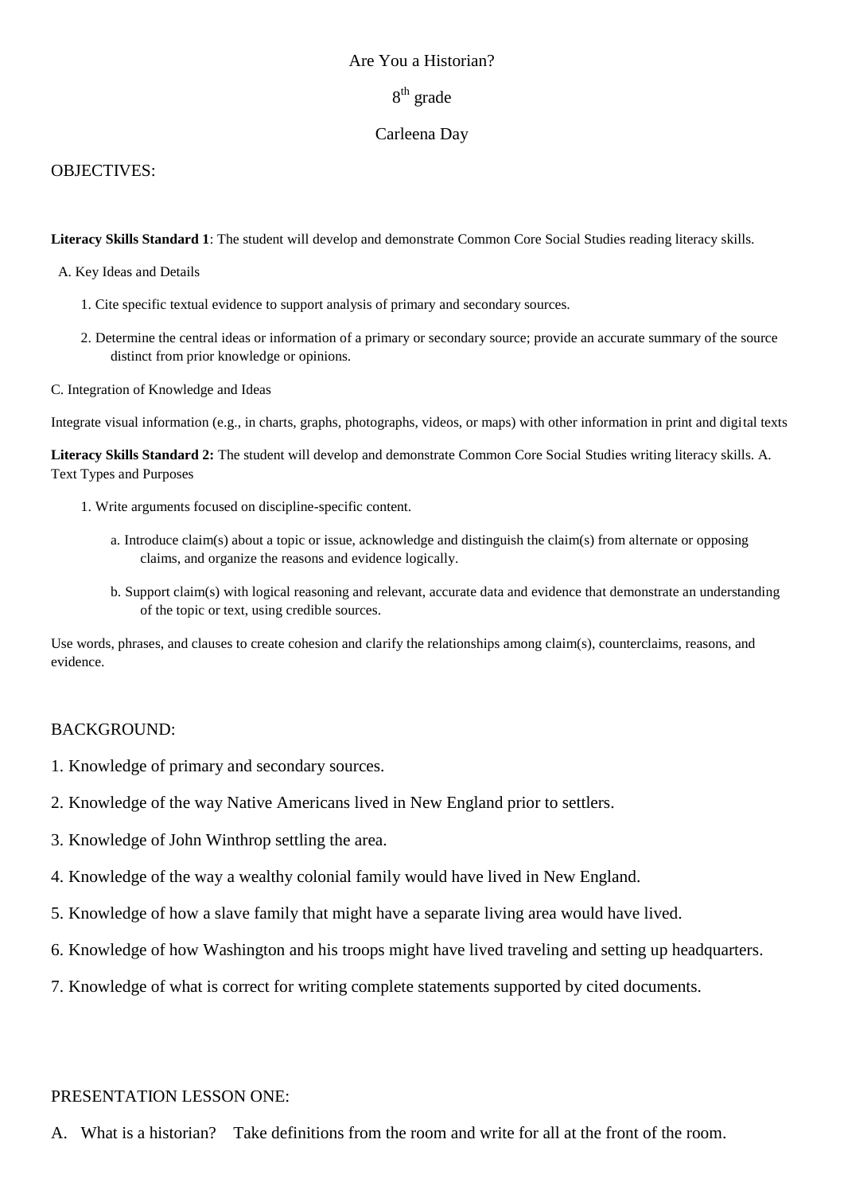# Are You a Historian?

8th grade

Carleena Day

## OBJECTIVES:

**Literacy Skills Standard 1**: The student will develop and demonstrate Common Core Social Studies reading literacy skills.

A. Key Ideas and Details

1. Cite specific textual evidence to support analysis of primary and secondary sources.
2. Determine the central ideas or information of a primary or secondary source; provide an accurate summary of the source distinct from prior knowledge or opinions.

C. Integration of Knowledge and Ideas

Integrate visual information (e.g., in charts, graphs, photographs, videos, or maps) with other information in print and digital texts

**Literacy Skills Standard 2:** The student will develop and demonstrate Common Core Social Studies writing literacy skills. A. Text Types and Purposes

1. Write arguments focused on discipline-specific content.
   a. Introduce claim(s) about a topic or issue, acknowledge and distinguish the claim(s) from alternate or opposing claims, and organize the reasons and evidence logically.
   b. Support claim(s) with logical reasoning and relevant, accurate data and evidence that demonstrate an understanding of the topic or text, using credible sources.

Use words, phrases, and clauses to create cohesion and clarify the relationships among claim(s), counterclaims, reasons, and evidence.

## BACKGROUND:

1. Knowledge of primary and secondary sources.
2. Knowledge of the way Native Americans lived in New England prior to settlers.
3. Knowledge of John Winthrop settling the area.
4. Knowledge of the way a wealthy colonial family would have lived in New England.
5. Knowledge of how a slave family that might have a separate living area would have lived.
6. Knowledge of how Washington and his troops might have lived traveling and setting up headquarters.
7. Knowledge of what is correct for writing complete statements supported by cited documents.

## PRESENTATION LESSON ONE:

A. What is a historian? Take definitions from the room and write for all at the front of the room.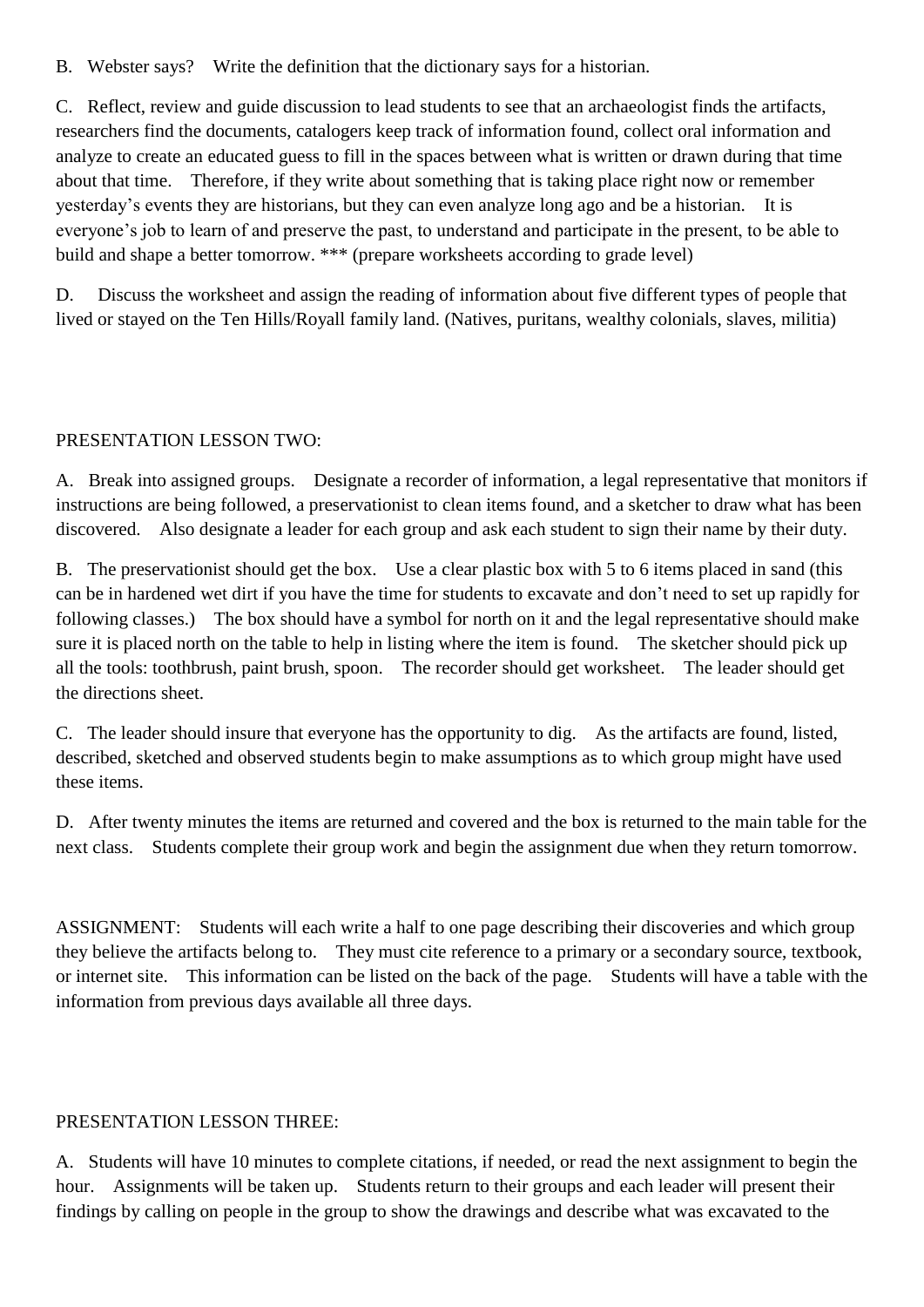B. Webster says? Write the definition that the dictionary says for a historian.

C. Reflect, review and guide discussion to lead students to see that an archaeologist finds the artifacts, researchers find the documents, catalogers keep track of information found, collect oral information and analyze to create an educated guess to fill in the spaces between what is written or drawn during that time about that time. Therefore, if they write about something that is taking place right now or remember yesterday's events they are historians, but they can even analyze long ago and be a historian. It is everyone's job to learn of and preserve the past, to understand and participate in the present, to be able to build and shape a better tomorrow. *** (prepare worksheets according to grade level)

D. Discuss the worksheet and assign the reading of information about five different types of people that lived or stayed on the Ten Hills/Royall family land. (Natives, puritans, wealthy colonials, slaves, militia)

PRESENTATION LESSON TWO:

A. Break into assigned groups. Designate a recorder of information, a legal representative that monitors if instructions are being followed, a preservationist to clean items found, and a sketcher to draw what has been discovered. Also designate a leader for each group and ask each student to sign their name by their duty.

B. The preservationist should get the box. Use a clear plastic box with 5 to 6 items placed in sand (this can be in hardened wet dirt if you have the time for students to excavate and don't need to set up rapidly for following classes.) The box should have a symbol for north on it and the legal representative should make sure it is placed north on the table to help in listing where the item is found. The sketcher should pick up all the tools: toothbrush, paint brush, spoon. The recorder should get worksheet. The leader should get the directions sheet.

C. The leader should insure that everyone has the opportunity to dig. As the artifacts are found, listed, described, sketched and observed students begin to make assumptions as to which group might have used these items.

D. After twenty minutes the items are returned and covered and the box is returned to the main table for the next class. Students complete their group work and begin the assignment due when they return tomorrow.

ASSIGNMENT: Students will each write a half to one page describing their discoveries and which group they believe the artifacts belong to. They must cite reference to a primary or a secondary source, textbook, or internet site. This information can be listed on the back of the page. Students will have a table with the information from previous days available all three days.

PRESENTATION LESSON THREE:

A. Students will have 10 minutes to complete citations, if needed, or read the next assignment to begin the hour. Assignments will be taken up. Students return to their groups and each leader will present their findings by calling on people in the group to show the drawings and describe what was excavated to the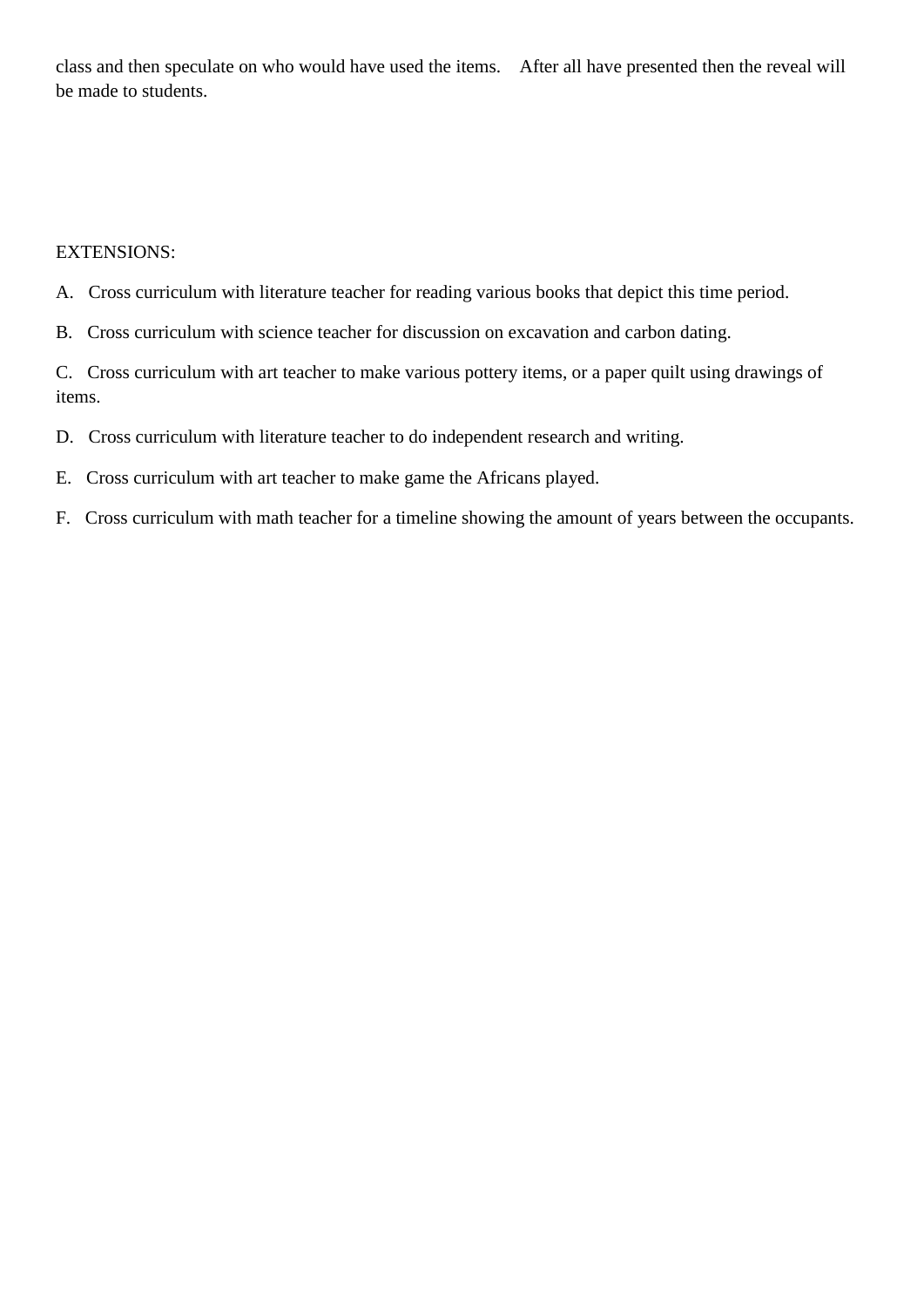class and then speculate on who would have used the items. After all have presented then the reveal will be made to students.

EXTENSIONS:

A. Cross curriculum with literature teacher for reading various books that depict this time period.

B. Cross curriculum with science teacher for discussion on excavation and carbon dating.

C. Cross curriculum with art teacher to make various pottery items, or a paper quilt using drawings of items.

D. Cross curriculum with literature teacher to do independent research and writing.

E. Cross curriculum with art teacher to make game the Africans played.

F. Cross curriculum with math teacher for a timeline showing the amount of years between the occupants.